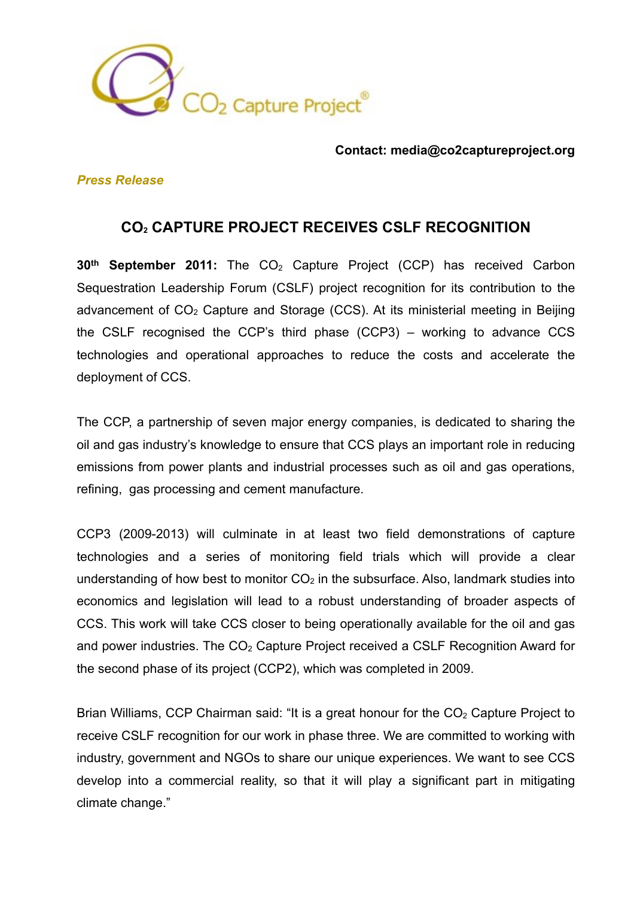$CO_2$ Capture Project®

**Contact: media@co2captureproject.org**

***Press Release***

## $CO_2$ CAPTURE PROJECT RECEIVES CSLF RECOGNITION

**30th September 2011:** The $CO_2$ Capture Project (CCP) has received Carbon Sequestration Leadership Forum (CSLF) project recognition for its contribution to the advancement of $CO_2$ Capture and Storage (CCS). At its ministerial meeting in Beijing the CSLF recognised the CCP's third phase (CCP3) – working to advance CCS technologies and operational approaches to reduce the costs and accelerate the deployment of CCS.

The CCP, a partnership of seven major energy companies, is dedicated to sharing the oil and gas industry's knowledge to ensure that CCS plays an important role in reducing emissions from power plants and industrial processes such as oil and gas operations, refining, gas processing and cement manufacture.

CCP3 (2009-2013) will culminate in at least two field demonstrations of capture technologies and a series of monitoring field trials which will provide a clear understanding of how best to monitor $CO_2$ in the subsurface. Also, landmark studies into economics and legislation will lead to a robust understanding of broader aspects of CCS. This work will take CCS closer to being operationally available for the oil and gas and power industries. The $CO_2$ Capture Project received a CSLF Recognition Award for the second phase of its project (CCP2), which was completed in 2009.

Brian Williams, CCP Chairman said: "It is a great honour for the $CO_2$ Capture Project to receive CSLF recognition for our work in phase three. We are committed to working with industry, government and NGOs to share our unique experiences. We want to see CCS develop into a commercial reality, so that it will play a significant part in mitigating climate change."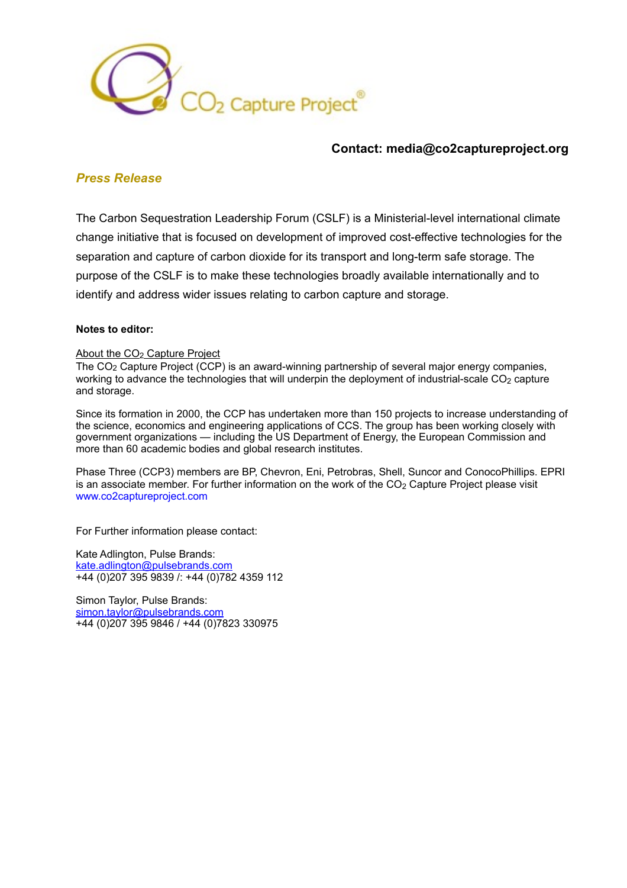CO2 Capture Project®

**Contact: media@co2captureproject.org**

***Press Release***

The Carbon Sequestration Leadership Forum (CSLF) is a Ministerial-level international climate change initiative that is focused on development of improved cost-effective technologies for the separation and capture of carbon dioxide for its transport and long-term safe storage. The purpose of the CSLF is to make these technologies broadly available internationally and to identify and address wider issues relating to carbon capture and storage.

**Notes to editor:**

About the $CO_2$ Capture Project

The $CO_2$ Capture Project (CCP) is an award-winning partnership of several major energy companies, working to advance the technologies that will underpin the deployment of industrial-scale $CO_2$ capture and storage.

Since its formation in 2000, the CCP has undertaken more than 150 projects to increase understanding of the science, economics and engineering applications of CCS. The group has been working closely with government organizations — including the US Department of Energy, the European Commission and more than 60 academic bodies and global research institutes.

Phase Three (CCP3) members are BP, Chevron, Eni, Petrobras, Shell, Suncor and ConocoPhillips. EPRI is an associate member. For further information on the work of the $CO_2$ Capture Project please visit www.co2captureproject.com

For Further information please contact:

Kate Adlington, Pulse Brands:
kate.adlington@pulsebrands.com
+44 (0)207 395 9839 /: +44 (0)782 4359 112

Simon Taylor, Pulse Brands:
simon.taylor@pulsebrands.com
+44 (0)207 395 9846 / +44 (0)7823 330975